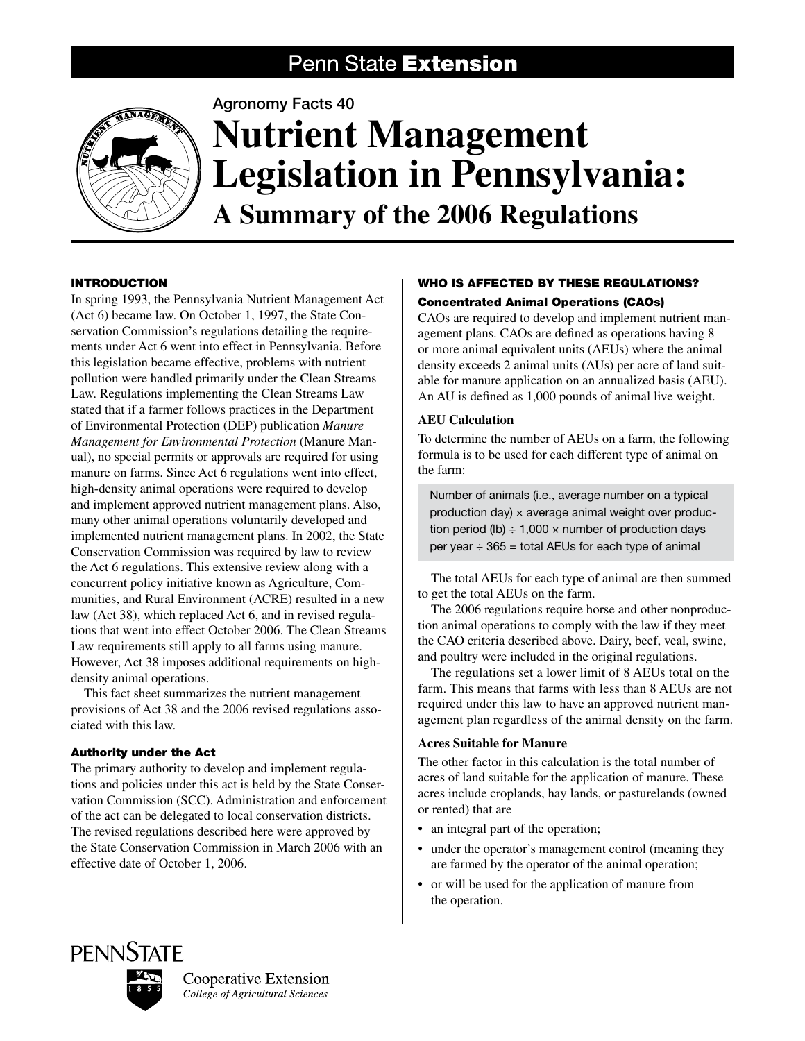Penn State **Extension**

Agronomy Facts 40

# Nutrient Management Legislation in Pennsylvania: A Summary of the 2006 Regulations

## INTRODUCTION

In spring 1993, the Pennsylvania Nutrient Management Act (Act 6) became law. On October 1, 1997, the State Conservation Commission's regulations detailing the requirements under Act 6 went into effect in Pennsylvania. Before this legislation became effective, problems with nutrient pollution were handled primarily under the Clean Streams Law. Regulations implementing the Clean Streams Law stated that if a farmer follows practices in the Department of Environmental Protection (DEP) publication *Manure Management for Environmental Protection* (Manure Manual), no special permits or approvals are required for using manure on farms. Since Act 6 regulations went into effect, high-density animal operations were required to develop and implement approved nutrient management plans. Also, many other animal operations voluntarily developed and implemented nutrient management plans. In 2002, the State Conservation Commission was required by law to review the Act 6 regulations. This extensive review along with a concurrent policy initiative known as Agriculture, Communities, and Rural Environment (ACRE) resulted in a new law (Act 38), which replaced Act 6, and in revised regulations that went into effect October 2006. The Clean Streams Law requirements still apply to all farms using manure. However, Act 38 imposes additional requirements on high-density animal operations.

This fact sheet summarizes the nutrient management provisions of Act 38 and the 2006 revised regulations associated with this law.

### Authority under the Act

The primary authority to develop and implement regulations and policies under this act is held by the State Conservation Commission (SCC). Administration and enforcement of the act can be delegated to local conservation districts. The revised regulations described here were approved by the State Conservation Commission in March 2006 with an effective date of October 1, 2006.

## WHO IS AFFECTED BY THESE REGULATIONS?

### Concentrated Animal Operations (CAOs)

CAOs are required to develop and implement nutrient management plans. CAOs are defined as operations having 8 or more animal equivalent units (AEUs) where the animal density exceeds 2 animal units (AUs) per acre of land suitable for manure application on an annualized basis (AEU). An AU is defined as 1,000 pounds of animal live weight.

#### AEU Calculation

To determine the number of AEUs on a farm, the following formula is to be used for each different type of animal on the farm:

> Number of animals (i.e., average number on a typical production day) × average animal weight over production period (lb) ÷ 1,000 × number of production days per year ÷ 365 = total AEUs for each type of animal

The total AEUs for each type of animal are then summed to get the total AEUs on the farm.

The 2006 regulations require horse and other nonproduction animal operations to comply with the law if they meet the CAO criteria described above. Dairy, beef, veal, swine, and poultry were included in the original regulations.

The regulations set a lower limit of 8 AEUs total on the farm. This means that farms with less than 8 AEUs are not required under this law to have an approved nutrient management plan regardless of the animal density on the farm.

#### Acres Suitable for Manure

The other factor in this calculation is the total number of acres of land suitable for the application of manure. These acres include croplands, hay lands, or pasturelands (owned or rented) that are

- an integral part of the operation;
- under the operator's management control (meaning they are farmed by the operator of the animal operation;
- or will be used for the application of manure from the operation.

PENNSTATE

Cooperative Extension
*College of Agricultural Sciences*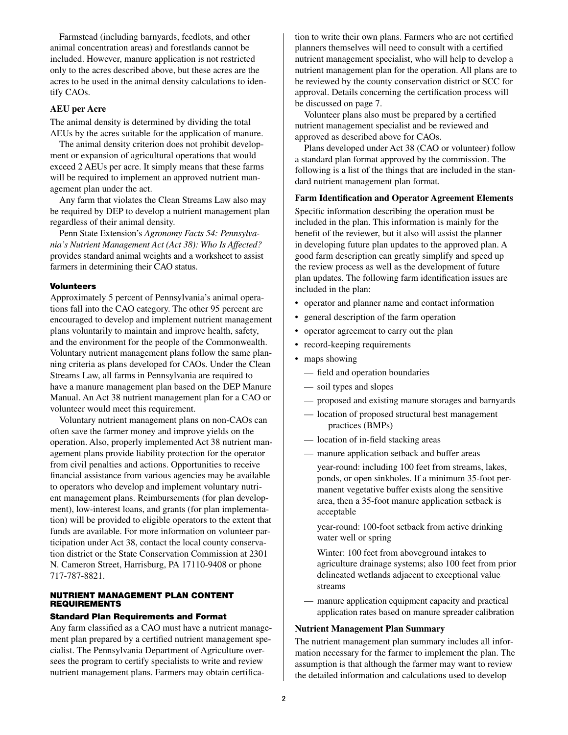Farmstead (including barnyards, feedlots, and other animal concentration areas) and forestlands cannot be included. However, manure application is not restricted only to the acres described above, but these acres are the acres to be used in the animal density calculations to identify CAOs.

**AEU per Acre**

The animal density is determined by dividing the total AEUs by the acres suitable for the application of manure.

The animal density criterion does not prohibit development or expansion of agricultural operations that would exceed 2 AEUs per acre. It simply means that these farms will be required to implement an approved nutrient management plan under the act.

Any farm that violates the Clean Streams Law also may be required by DEP to develop a nutrient management plan regardless of their animal density.

Penn State Extension's *Agronomy Facts 54: Pennsylvania's Nutrient Management Act (Act 38): Who Is Affected?* provides standard animal weights and a worksheet to assist farmers in determining their CAO status.

### Volunteers

Approximately 5 percent of Pennsylvania's animal operations fall into the CAO category. The other 95 percent are encouraged to develop and implement nutrient management plans voluntarily to maintain and improve health, safety, and the environment for the people of the Commonwealth. Voluntary nutrient management plans follow the same planning criteria as plans developed for CAOs. Under the Clean Streams Law, all farms in Pennsylvania are required to have a manure management plan based on the DEP Manure Manual. An Act 38 nutrient management plan for a CAO or volunteer would meet this requirement.

Voluntary nutrient management plans on non-CAOs can often save the farmer money and improve yields on the operation. Also, properly implemented Act 38 nutrient management plans provide liability protection for the operator from civil penalties and actions. Opportunities to receive financial assistance from various agencies may be available to operators who develop and implement voluntary nutrient management plans. Reimbursements (for plan development), low-interest loans, and grants (for plan implementation) will be provided to eligible operators to the extent that funds are available. For more information on volunteer participation under Act 38, contact the local county conservation district or the State Conservation Commission at 2301 N. Cameron Street, Harrisburg, PA 17110-9408 or phone 717-787-8821.

## NUTRIENT MANAGEMENT PLAN CONTENT REQUIREMENTS

### Standard Plan Requirements and Format

Any farm classified as a CAO must have a nutrient management plan prepared by a certified nutrient management specialist. The Pennsylvania Department of Agriculture oversees the program to certify specialists to write and review nutrient management plans. Farmers may obtain certification to write their own plans. Farmers who are not certified planners themselves will need to consult with a certified nutrient management specialist, who will help to develop a nutrient management plan for the operation. All plans are to be reviewed by the county conservation district or SCC for approval. Details concerning the certification process will be discussed on page 7.

Volunteer plans also must be prepared by a certified nutrient management specialist and be reviewed and approved as described above for CAOs.

Plans developed under Act 38 (CAO or volunteer) follow a standard plan format approved by the commission. The following is a list of the things that are included in the standard nutrient management plan format.

**Farm Identification and Operator Agreement Elements**

Specific information describing the operation must be included in the plan. This information is mainly for the benefit of the reviewer, but it also will assist the planner in developing future plan updates to the approved plan. A good farm description can greatly simplify and speed up the review process as well as the development of future plan updates. The following farm identification issues are included in the plan:

- operator and planner name and contact information
- general description of the farm operation
- operator agreement to carry out the plan
- record-keeping requirements
- maps showing
  - field and operation boundaries
  - soil types and slopes
  - proposed and existing manure storages and barnyards
  - location of proposed structural best management practices (BMPs)
  - location of in-field stacking areas
  - manure application setback and buffer areas

    year-round: including 100 feet from streams, lakes, ponds, or open sinkholes. If a minimum 35-foot permanent vegetative buffer exists along the sensitive area, then a 35-foot manure application setback is acceptable

    year-round: 100-foot setback from active drinking water well or spring

    Winter: 100 feet from aboveground intakes to agriculture drainage systems; also 100 feet from prior delineated wetlands adjacent to exceptional value streams
  - manure application equipment capacity and practical application rates based on manure spreader calibration

**Nutrient Management Plan Summary**

The nutrient management plan summary includes all information necessary for the farmer to implement the plan. The assumption is that although the farmer may want to review the detailed information and calculations used to develop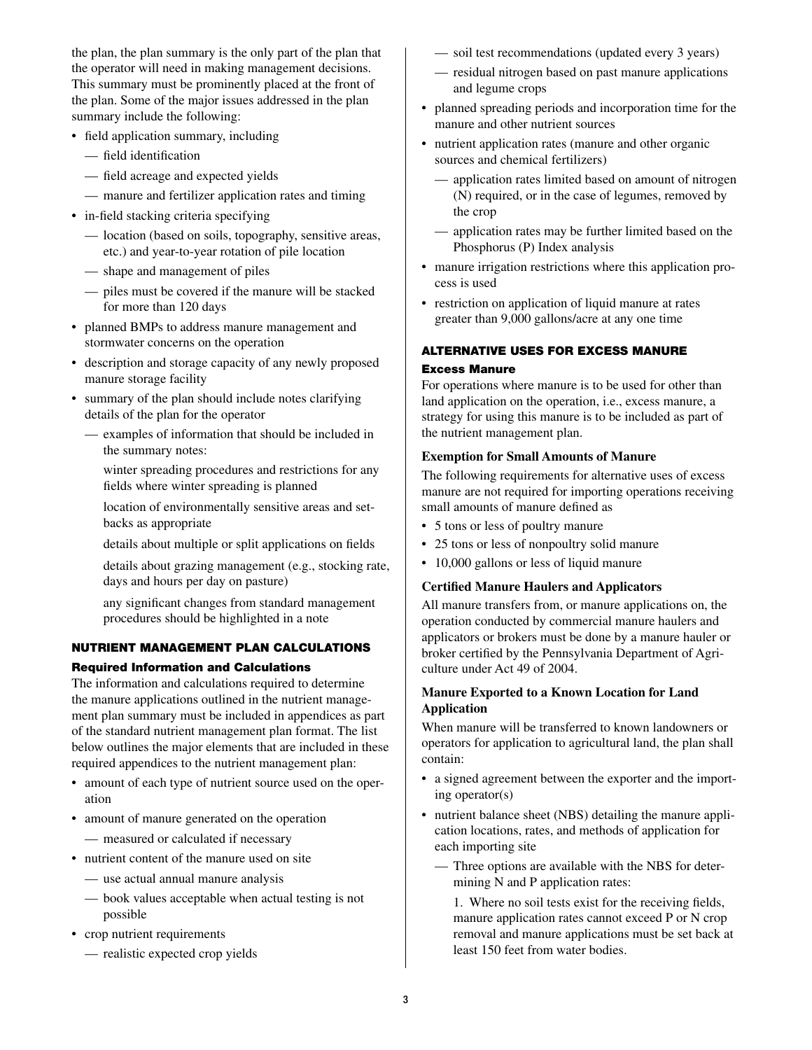the plan, the plan summary is the only part of the plan that the operator will need in making management decisions. This summary must be prominently placed at the front of the plan. Some of the major issues addressed in the plan summary include the following:

- field application summary, including
  - field identification
  - field acreage and expected yields
  - manure and fertilizer application rates and timing
- in-field stacking criteria specifying
  - location (based on soils, topography, sensitive areas, etc.) and year-to-year rotation of pile location
  - shape and management of piles
  - piles must be covered if the manure will be stacked for more than 120 days
- planned BMPs to address manure management and stormwater concerns on the operation
- description and storage capacity of any newly proposed manure storage facility
- summary of the plan should include notes clarifying details of the plan for the operator
  - examples of information that should be included in the summary notes:

    winter spreading procedures and restrictions for any fields where winter spreading is planned

    location of environmentally sensitive areas and setbacks as appropriate

    details about multiple or split applications on fields

    details about grazing management (e.g., stocking rate, days and hours per day on pasture)

    any significant changes from standard management procedures should be highlighted in a note

## NUTRIENT MANAGEMENT PLAN CALCULATIONS

### Required Information and Calculations

The information and calculations required to determine the manure applications outlined in the nutrient management plan summary must be included in appendices as part of the standard nutrient management plan format. The list below outlines the major elements that are included in these required appendices to the nutrient management plan:

- amount of each type of nutrient source used on the operation
- amount of manure generated on the operation
  - measured or calculated if necessary
- nutrient content of the manure used on site
  - use actual annual manure analysis
  - book values acceptable when actual testing is not possible
- crop nutrient requirements
  - realistic expected crop yields
  - soil test recommendations (updated every 3 years)
  - residual nitrogen based on past manure applications and legume crops
- planned spreading periods and incorporation time for the manure and other nutrient sources
- nutrient application rates (manure and other organic sources and chemical fertilizers)
  - application rates limited based on amount of nitrogen (N) required, or in the case of legumes, removed by the crop
  - application rates may be further limited based on the Phosphorus (P) Index analysis
- manure irrigation restrictions where this application process is used
- restriction on application of liquid manure at rates greater than 9,000 gallons/acre at any one time

## ALTERNATIVE USES FOR EXCESS MANURE

### Excess Manure

For operations where manure is to be used for other than land application on the operation, i.e., excess manure, a strategy for using this manure is to be included as part of the nutrient management plan.

#### Exemption for Small Amounts of Manure

The following requirements for alternative uses of excess manure are not required for importing operations receiving small amounts of manure defined as

- 5 tons or less of poultry manure
- 25 tons or less of nonpoultry solid manure
- 10,000 gallons or less of liquid manure

#### Certified Manure Haulers and Applicators

All manure transfers from, or manure applications on, the operation conducted by commercial manure haulers and applicators or brokers must be done by a manure hauler or broker certified by the Pennsylvania Department of Agriculture under Act 49 of 2004.

#### Manure Exported to a Known Location for Land Application

When manure will be transferred to known landowners or operators for application to agricultural land, the plan shall contain:

- a signed agreement between the exporter and the importing operator(s)
- nutrient balance sheet (NBS) detailing the manure application locations, rates, and methods of application for each importing site
  - Three options are available with the NBS for determining N and P application rates:

    1. Where no soil tests exist for the receiving fields, manure application rates cannot exceed P or N crop removal and manure applications must be set back at least 150 feet from water bodies.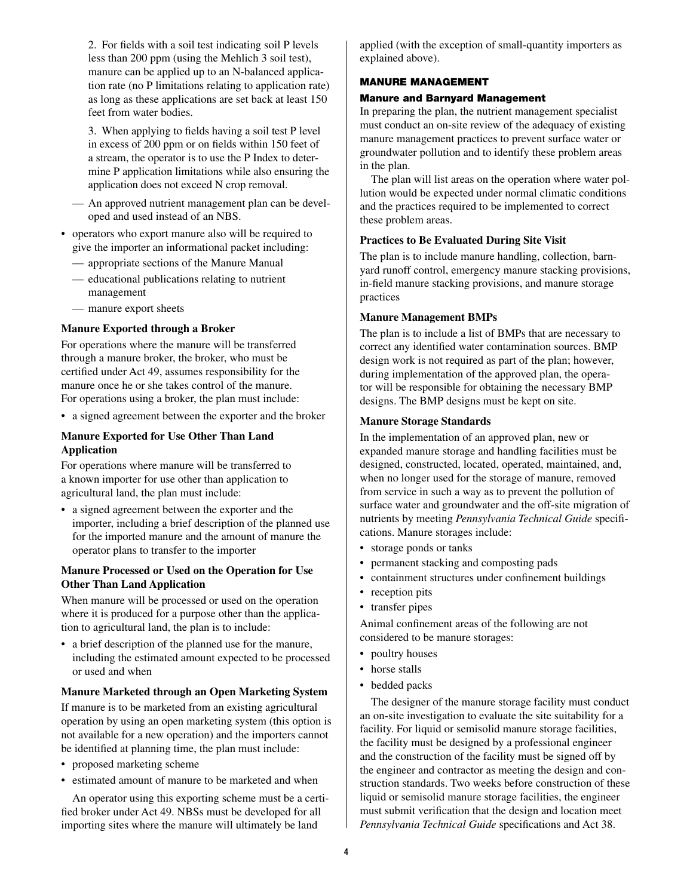2. For fields with a soil test indicating soil P levels less than 200 ppm (using the Mehlich 3 soil test), manure can be applied up to an N-balanced application rate (no P limitations relating to application rate) as long as these applications are set back at least 150 feet from water bodies.

3. When applying to fields having a soil test P level in excess of 200 ppm or on fields within 150 feet of a stream, the operator is to use the P Index to determine P application limitations while also ensuring the application does not exceed N crop removal.

— An approved nutrient management plan can be developed and used instead of an NBS.

- operators who export manure also will be required to give the importer an informational packet including:
  - — appropriate sections of the Manure Manual
  - — educational publications relating to nutrient management
  - — manure export sheets

### Manure Exported through a Broker

For operations where the manure will be transferred through a manure broker, the broker, who must be certified under Act 49, assumes responsibility for the manure once he or she takes control of the manure. For operations using a broker, the plan must include:

- a signed agreement between the exporter and the broker

### Manure Exported for Use Other Than Land Application

For operations where manure will be transferred to a known importer for use other than application to agricultural land, the plan must include:

- a signed agreement between the exporter and the importer, including a brief description of the planned use for the imported manure and the amount of manure the operator plans to transfer to the importer

### Manure Processed or Used on the Operation for Use Other Than Land Application

When manure will be processed or used on the operation where it is produced for a purpose other than the application to agricultural land, the plan is to include:

- a brief description of the planned use for the manure, including the estimated amount expected to be processed or used and when

### Manure Marketed through an Open Marketing System

If manure is to be marketed from an existing agricultural operation by using an open marketing system (this option is not available for a new operation) and the importers cannot be identified at planning time, the plan must include:

- proposed marketing scheme
- estimated amount of manure to be marketed and when

An operator using this exporting scheme must be a certified broker under Act 49. NBSs must be developed for all importing sites where the manure will ultimately be land applied (with the exception of small-quantity importers as explained above).

## MANURE MANAGEMENT

### Manure and Barnyard Management

In preparing the plan, the nutrient management specialist must conduct an on-site review of the adequacy of existing manure management practices to prevent surface water or groundwater pollution and to identify these problem areas in the plan.

The plan will list areas on the operation where water pollution would be expected under normal climatic conditions and the practices required to be implemented to correct these problem areas.

### Practices to Be Evaluated During Site Visit

The plan is to include manure handling, collection, barnyard runoff control, emergency manure stacking provisions, in-field manure stacking provisions, and manure storage practices

### Manure Management BMPs

The plan is to include a list of BMPs that are necessary to correct any identified water contamination sources. BMP design work is not required as part of the plan; however, during implementation of the approved plan, the operator will be responsible for obtaining the necessary BMP designs. The BMP designs must be kept on site.

### Manure Storage Standards

In the implementation of an approved plan, new or expanded manure storage and handling facilities must be designed, constructed, located, operated, maintained, and, when no longer used for the storage of manure, removed from service in such a way as to prevent the pollution of surface water and groundwater and the off-site migration of nutrients by meeting *Pennsylvania Technical Guide* specifications. Manure storages include:

- storage ponds or tanks
- permanent stacking and composting pads
- containment structures under confinement buildings
- reception pits
- transfer pipes

Animal confinement areas of the following are not considered to be manure storages:

- poultry houses
- horse stalls
- bedded packs

The designer of the manure storage facility must conduct an on-site investigation to evaluate the site suitability for a facility. For liquid or semisolid manure storage facilities, the facility must be designed by a professional engineer and the construction of the facility must be signed off by the engineer and contractor as meeting the design and construction standards. Two weeks before construction of these liquid or semisolid manure storage facilities, the engineer must submit verification that the design and location meet *Pennsylvania Technical Guide* specifications and Act 38.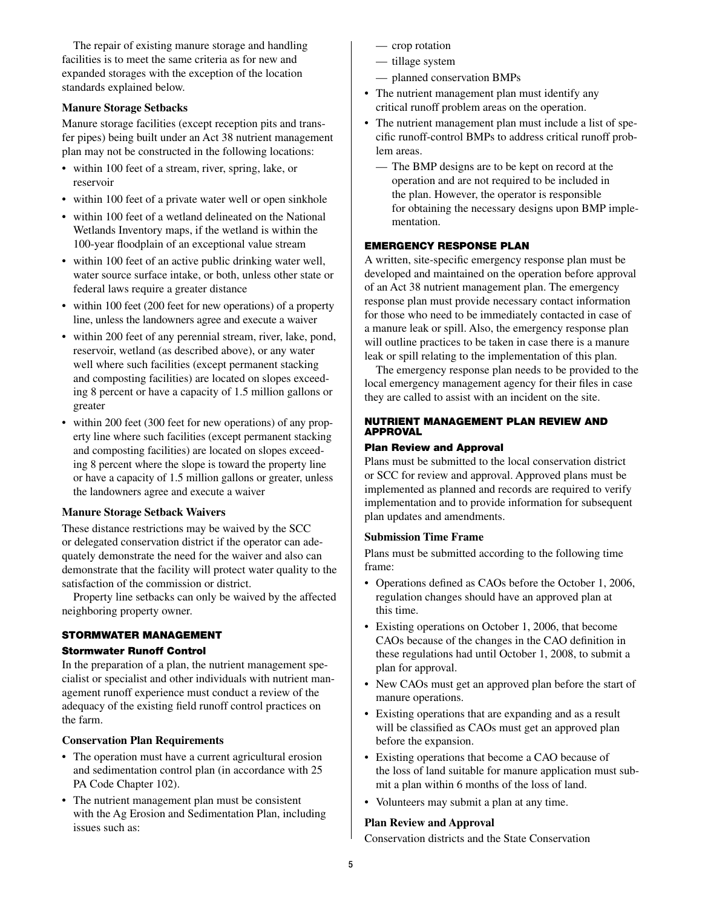The repair of existing manure storage and handling facilities is to meet the same criteria as for new and expanded storages with the exception of the location standards explained below.

### Manure Storage Setbacks

Manure storage facilities (except reception pits and transfer pipes) being built under an Act 38 nutrient management plan may not be constructed in the following locations:

- within 100 feet of a stream, river, spring, lake, or reservoir
- within 100 feet of a private water well or open sinkhole
- within 100 feet of a wetland delineated on the National Wetlands Inventory maps, if the wetland is within the 100-year floodplain of an exceptional value stream
- within 100 feet of an active public drinking water well, water source surface intake, or both, unless other state or federal laws require a greater distance
- within 100 feet (200 feet for new operations) of a property line, unless the landowners agree and execute a waiver
- within 200 feet of any perennial stream, river, lake, pond, reservoir, wetland (as described above), or any water well where such facilities (except permanent stacking and composting facilities) are located on slopes exceeding 8 percent or have a capacity of 1.5 million gallons or greater
- within 200 feet (300 feet for new operations) of any property line where such facilities (except permanent stacking and composting facilities) are located on slopes exceeding 8 percent where the slope is toward the property line or have a capacity of 1.5 million gallons or greater, unless the landowners agree and execute a waiver

### Manure Storage Setback Waivers

These distance restrictions may be waived by the SCC or delegated conservation district if the operator can adequately demonstrate the need for the waiver and also can demonstrate that the facility will protect water quality to the satisfaction of the commission or district.

Property line setbacks can only be waived by the affected neighboring property owner.

## STORMWATER MANAGEMENT

### Stormwater Runoff Control

In the preparation of a plan, the nutrient management specialist or specialist and other individuals with nutrient management runoff experience must conduct a review of the adequacy of the existing field runoff control practices on the farm.

### Conservation Plan Requirements

- The operation must have a current agricultural erosion and sedimentation control plan (in accordance with 25 PA Code Chapter 102).
- The nutrient management plan must be consistent with the Ag Erosion and Sedimentation Plan, including issues such as:
  - — crop rotation
  - — tillage system
  - — planned conservation BMPs
- The nutrient management plan must identify any critical runoff problem areas on the operation.
- The nutrient management plan must include a list of specific runoff-control BMPs to address critical runoff problem areas.
  - — The BMP designs are to be kept on record at the operation and are not required to be included in the plan. However, the operator is responsible for obtaining the necessary designs upon BMP implementation.

## EMERGENCY RESPONSE PLAN

A written, site-specific emergency response plan must be developed and maintained on the operation before approval of an Act 38 nutrient management plan. The emergency response plan must provide necessary contact information for those who need to be immediately contacted in case of a manure leak or spill. Also, the emergency response plan will outline practices to be taken in case there is a manure leak or spill relating to the implementation of this plan.

The emergency response plan needs to be provided to the local emergency management agency for their files in case they are called to assist with an incident on the site.

## NUTRIENT MANAGEMENT PLAN REVIEW AND APPROVAL

### Plan Review and Approval

Plans must be submitted to the local conservation district or SCC for review and approval. Approved plans must be implemented as planned and records are required to verify implementation and to provide information for subsequent plan updates and amendments.

### Submission Time Frame

Plans must be submitted according to the following time frame:

- Operations defined as CAOs before the October 1, 2006, regulation changes should have an approved plan at this time.
- Existing operations on October 1, 2006, that become CAOs because of the changes in the CAO definition in these regulations had until October 1, 2008, to submit a plan for approval.
- New CAOs must get an approved plan before the start of manure operations.
- Existing operations that are expanding and as a result will be classified as CAOs must get an approved plan before the expansion.
- Existing operations that become a CAO because of the loss of land suitable for manure application must submit a plan within 6 months of the loss of land.
- Volunteers may submit a plan at any time.

### Plan Review and Approval

Conservation districts and the State Conservation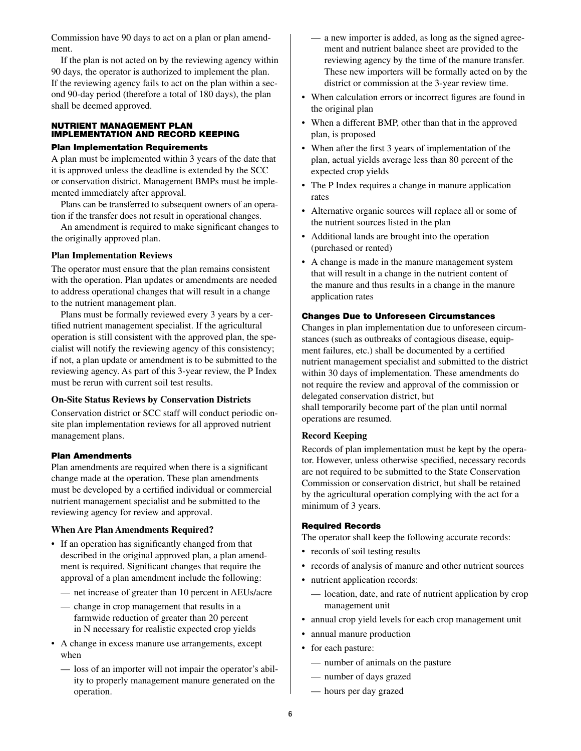Commission have 90 days to act on a plan or plan amendment.

If the plan is not acted on by the reviewing agency within 90 days, the operator is authorized to implement the plan. If the reviewing agency fails to act on the plan within a second 90-day period (therefore a total of 180 days), the plan shall be deemed approved.

## NUTRIENT MANAGEMENT PLAN IMPLEMENTATION AND RECORD KEEPING

### Plan Implementation Requirements

A plan must be implemented within 3 years of the date that it is approved unless the deadline is extended by the SCC or conservation district. Management BMPs must be implemented immediately after approval.

Plans can be transferred to subsequent owners of an operation if the transfer does not result in operational changes.

An amendment is required to make significant changes to the originally approved plan.

#### Plan Implementation Reviews

The operator must ensure that the plan remains consistent with the operation. Plan updates or amendments are needed to address operational changes that will result in a change to the nutrient management plan.

Plans must be formally reviewed every 3 years by a certified nutrient management specialist. If the agricultural operation is still consistent with the approved plan, the specialist will notify the reviewing agency of this consistency; if not, a plan update or amendment is to be submitted to the reviewing agency. As part of this 3-year review, the P Index must be rerun with current soil test results.

#### On-Site Status Reviews by Conservation Districts

Conservation district or SCC staff will conduct periodic on-site plan implementation reviews for all approved nutrient management plans.

### Plan Amendments

Plan amendments are required when there is a significant change made at the operation. These plan amendments must be developed by a certified individual or commercial nutrient management specialist and be submitted to the reviewing agency for review and approval.

#### When Are Plan Amendments Required?

- If an operation has significantly changed from that described in the original approved plan, a plan amendment is required. Significant changes that require the approval of a plan amendment include the following:
  - net increase of greater than 10 percent in AEUs/acre
  - change in crop management that results in a farmwide reduction of greater than 20 percent in N necessary for realistic expected crop yields
- A change in excess manure use arrangements, except when
  - loss of an importer will not impair the operator's ability to properly management manure generated on the operation.
  - a new importer is added, as long as the signed agreement and nutrient balance sheet are provided to the reviewing agency by the time of the manure transfer. These new importers will be formally acted on by the district or commission at the 3-year review time.
- When calculation errors or incorrect figures are found in the original plan
- When a different BMP, other than that in the approved plan, is proposed
- When after the first 3 years of implementation of the plan, actual yields average less than 80 percent of the expected crop yields
- The P Index requires a change in manure application rates
- Alternative organic sources will replace all or some of the nutrient sources listed in the plan
- Additional lands are brought into the operation (purchased or rented)
- A change is made in the manure management system that will result in a change in the nutrient content of the manure and thus results in a change in the manure application rates

### Changes Due to Unforeseen Circumstances

Changes in plan implementation due to unforeseen circumstances (such as outbreaks of contagious disease, equipment failures, etc.) shall be documented by a certified nutrient management specialist and submitted to the district within 30 days of implementation. These amendments do not require the review and approval of the commission or delegated conservation district, but shall temporarily become part of the plan until normal operations are resumed.

#### Record Keeping

Records of plan implementation must be kept by the operator. However, unless otherwise specified, necessary records are not required to be submitted to the State Conservation Commission or conservation district, but shall be retained by the agricultural operation complying with the act for a minimum of 3 years.

### Required Records

The operator shall keep the following accurate records:

- records of soil testing results
- records of analysis of manure and other nutrient sources
- nutrient application records:
  - location, date, and rate of nutrient application by crop management unit
- annual crop yield levels for each crop management unit
- annual manure production
- for each pasture:
  - number of animals on the pasture
  - number of days grazed
  - hours per day grazed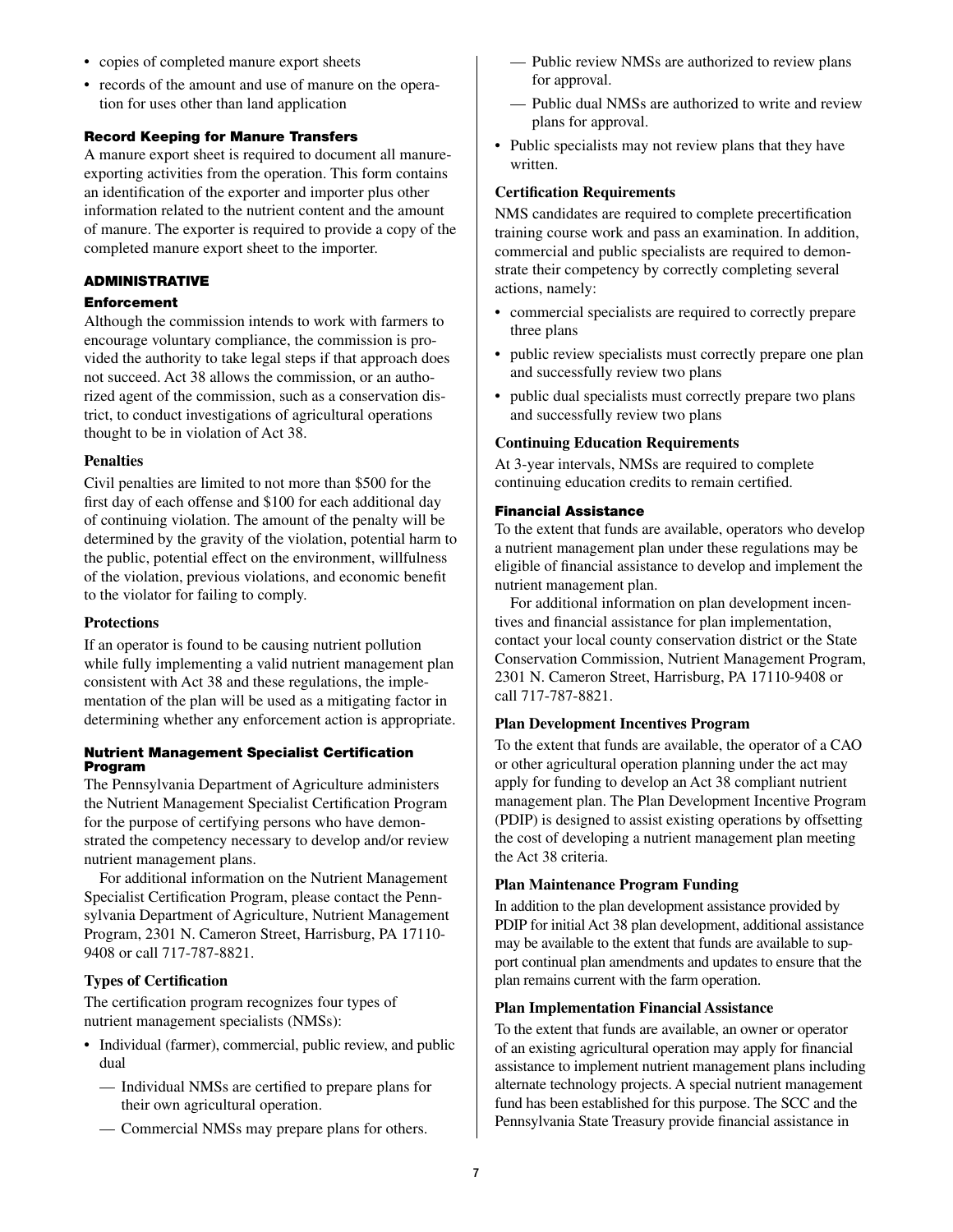- copies of completed manure export sheets
- records of the amount and use of manure on the operation for uses other than land application

### Record Keeping for Manure Transfers

A manure export sheet is required to document all manure-exporting activities from the operation. This form contains an identification of the exporter and importer plus other information related to the nutrient content and the amount of manure. The exporter is required to provide a copy of the completed manure export sheet to the importer.

## ADMINISTRATIVE

### Enforcement

Although the commission intends to work with farmers to encourage voluntary compliance, the commission is provided the authority to take legal steps if that approach does not succeed. Act 38 allows the commission, or an authorized agent of the commission, such as a conservation district, to conduct investigations of agricultural operations thought to be in violation of Act 38.

#### Penalties

Civil penalties are limited to not more than $500 for the first day of each offense and $100 for each additional day of continuing violation. The amount of the penalty will be determined by the gravity of the violation, potential harm to the public, potential effect on the environment, willfulness of the violation, previous violations, and economic benefit to the violator for failing to comply.

#### Protections

If an operator is found to be causing nutrient pollution while fully implementing a valid nutrient management plan consistent with Act 38 and these regulations, the implementation of the plan will be used as a mitigating factor in determining whether any enforcement action is appropriate.

### Nutrient Management Specialist Certification Program

The Pennsylvania Department of Agriculture administers the Nutrient Management Specialist Certification Program for the purpose of certifying persons who have demonstrated the competency necessary to develop and/or review nutrient management plans.

For additional information on the Nutrient Management Specialist Certification Program, please contact the Pennsylvania Department of Agriculture, Nutrient Management Program, 2301 N. Cameron Street, Harrisburg, PA 17110-9408 or call 717-787-8821.

#### Types of Certification

The certification program recognizes four types of nutrient management specialists (NMSs):

- Individual (farmer), commercial, public review, and public dual
  - Individual NMSs are certified to prepare plans for their own agricultural operation.
  - Commercial NMSs may prepare plans for others.
  - Public review NMSs are authorized to review plans for approval.
  - Public dual NMSs are authorized to write and review plans for approval.
- Public specialists may not review plans that they have written.

#### Certification Requirements

NMS candidates are required to complete precertification training course work and pass an examination. In addition, commercial and public specialists are required to demonstrate their competency by correctly completing several actions, namely:

- commercial specialists are required to correctly prepare three plans
- public review specialists must correctly prepare one plan and successfully review two plans
- public dual specialists must correctly prepare two plans and successfully review two plans

#### Continuing Education Requirements

At 3-year intervals, NMSs are required to complete continuing education credits to remain certified.

### Financial Assistance

To the extent that funds are available, operators who develop a nutrient management plan under these regulations may be eligible of financial assistance to develop and implement the nutrient management plan.

For additional information on plan development incentives and financial assistance for plan implementation, contact your local county conservation district or the State Conservation Commission, Nutrient Management Program, 2301 N. Cameron Street, Harrisburg, PA 17110-9408 or call 717-787-8821.

#### Plan Development Incentives Program

To the extent that funds are available, the operator of a CAO or other agricultural operation planning under the act may apply for funding to develop an Act 38 compliant nutrient management plan. The Plan Development Incentive Program (PDIP) is designed to assist existing operations by offsetting the cost of developing a nutrient management plan meeting the Act 38 criteria.

#### Plan Maintenance Program Funding

In addition to the plan development assistance provided by PDIP for initial Act 38 plan development, additional assistance may be available to the extent that funds are available to support continual plan amendments and updates to ensure that the plan remains current with the farm operation.

#### Plan Implementation Financial Assistance

To the extent that funds are available, an owner or operator of an existing agricultural operation may apply for financial assistance to implement nutrient management plans including alternate technology projects. A special nutrient management fund has been established for this purpose. The SCC and the Pennsylvania State Treasury provide financial assistance in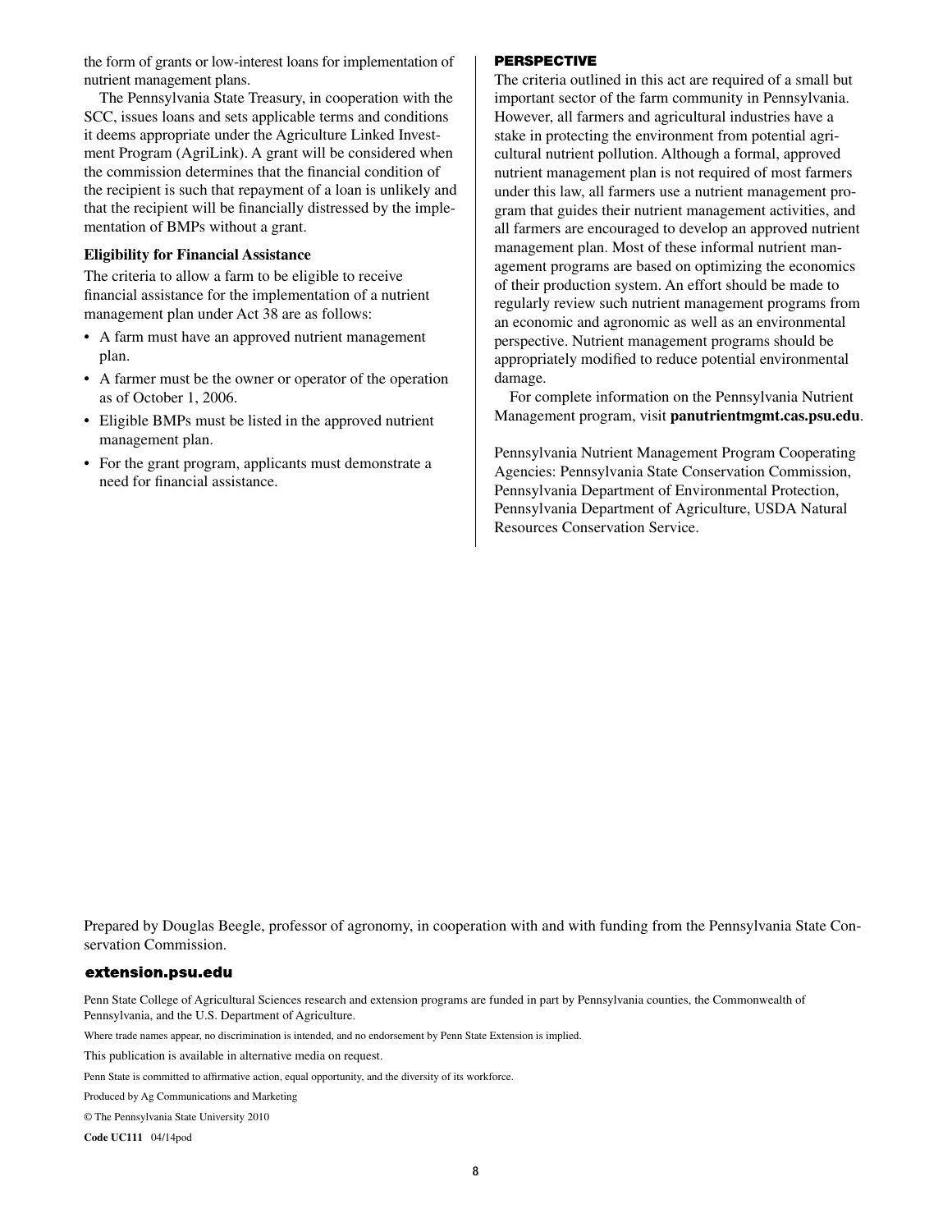the form of grants or low-interest loans for implementation of nutrient management plans.

The Pennsylvania State Treasury, in cooperation with the SCC, issues loans and sets applicable terms and conditions it deems appropriate under the Agriculture Linked Investment Program (AgriLink). A grant will be considered when the commission determines that the financial condition of the recipient is such that repayment of a loan is unlikely and that the recipient will be financially distressed by the implementation of BMPs without a grant.

### Eligibility for Financial Assistance

The criteria to allow a farm to be eligible to receive financial assistance for the implementation of a nutrient management plan under Act 38 are as follows:

- A farm must have an approved nutrient management plan.
- A farmer must be the owner or operator of the operation as of October 1, 2006.
- Eligible BMPs must be listed in the approved nutrient management plan.
- For the grant program, applicants must demonstrate a need for financial assistance.

## PERSPECTIVE

The criteria outlined in this act are required of a small but important sector of the farm community in Pennsylvania. However, all farmers and agricultural industries have a stake in protecting the environment from potential agricultural nutrient pollution. Although a formal, approved nutrient management plan is not required of most farmers under this law, all farmers use a nutrient management program that guides their nutrient management activities, and all farmers are encouraged to develop an approved nutrient management plan. Most of these informal nutrient management programs are based on optimizing the economics of their production system. An effort should be made to regularly review such nutrient management programs from an economic and agronomic as well as an environmental perspective. Nutrient management programs should be appropriately modified to reduce potential environmental damage.

For complete information on the Pennsylvania Nutrient Management program, visit **panutrientmgmt.cas.psu.edu**.

Pennsylvania Nutrient Management Program Cooperating Agencies: Pennsylvania State Conservation Commission, Pennsylvania Department of Environmental Protection, Pennsylvania Department of Agriculture, USDA Natural Resources Conservation Service.

Prepared by Douglas Beegle, professor of agronomy, in cooperation with and with funding from the Pennsylvania State Conservation Commission.

**extension.psu.edu**

Penn State College of Agricultural Sciences research and extension programs are funded in part by Pennsylvania counties, the Commonwealth of Pennsylvania, and the U.S. Department of Agriculture.

Where trade names appear, no discrimination is intended, and no endorsement by Penn State Extension is implied.

This publication is available in alternative media on request.

Penn State is committed to affirmative action, equal opportunity, and the diversity of its workforce.

Produced by Ag Communications and Marketing

© The Pennsylvania State University 2010

**Code UC111** 04/14pod